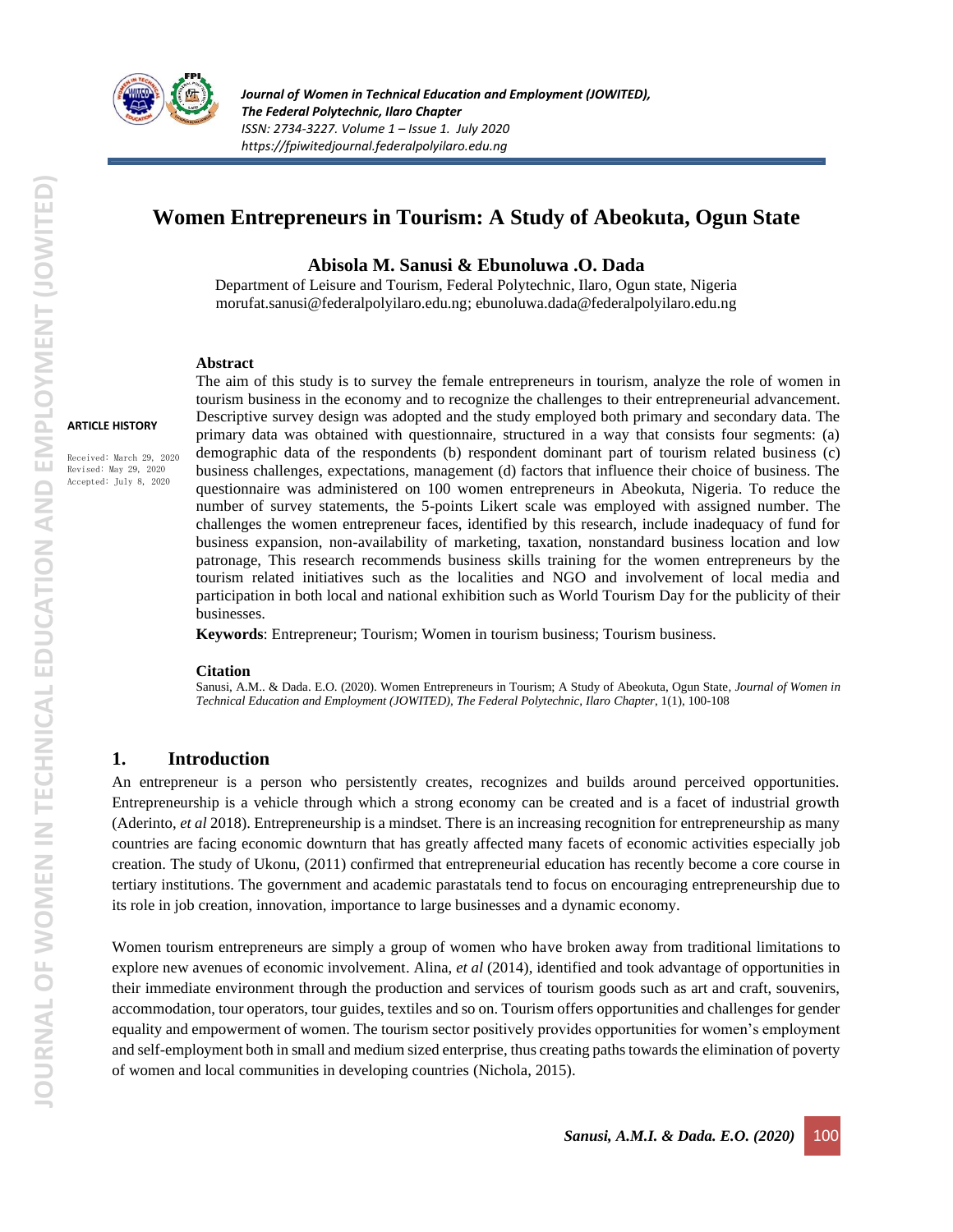# Women Entrepreneurs in Tourism: A Study of Abeokuta, Ogun State

**Abisola M. Sanusi & Ebunoluwa .O. Dada**

Department of Leisure and Tourism, Federal Polytechnic, Ilaro, Ogun state, Nigeria
morufat.sanusi@federalpolyilaro.edu.ng; ebunoluwa.dada@federalpolyilaro.edu.ng

**ARTICLE HISTORY**

Received: March 29, 2020
Revised: May 29, 2020
Accepted: July 8, 2020

### Abstract

The aim of this study is to survey the female entrepreneurs in tourism, analyze the role of women in tourism business in the economy and to recognize the challenges to their entrepreneurial advancement. Descriptive survey design was adopted and the study employed both primary and secondary data. The primary data was obtained with questionnaire, structured in a way that consists four segments: (a) demographic data of the respondents (b) respondent dominant part of tourism related business (c) business challenges, expectations, management (d) factors that influence their choice of business. The questionnaire was administered on 100 women entrepreneurs in Abeokuta, Nigeria. To reduce the number of survey statements, the 5-points Likert scale was employed with assigned number. The challenges the women entrepreneur faces, identified by this research, include inadequacy of fund for business expansion, non-availability of marketing, taxation, nonstandard business location and low patronage, This research recommends business skills training for the women entrepreneurs by the tourism related initiatives such as the localities and NGO and involvement of local media and participation in both local and national exhibition such as World Tourism Day for the publicity of their businesses.

**Keywords**: Entrepreneur; Tourism; Women in tourism business; Tourism business.

### Citation

Sanusi, A.M.. & Dada. E.O. (2020). Women Entrepreneurs in Tourism; A Study of Abeokuta, Ogun State, *Journal of Women in Technical Education and Employment (JOWITED), The Federal Polytechnic, Ilaro Chapter,* 1(1), 100-108

## 1. Introduction

An entrepreneur is a person who persistently creates, recognizes and builds around perceived opportunities. Entrepreneurship is a vehicle through which a strong economy can be created and is a facet of industrial growth (Aderinto, *et al* 2018). Entrepreneurship is a mindset. There is an increasing recognition for entrepreneurship as many countries are facing economic downturn that has greatly affected many facets of economic activities especially job creation. The study of Ukonu, (2011) confirmed that entrepreneurial education has recently become a core course in tertiary institutions. The government and academic parastatals tend to focus on encouraging entrepreneurship due to its role in job creation, innovation, importance to large businesses and a dynamic economy.

Women tourism entrepreneurs are simply a group of women who have broken away from traditional limitations to explore new avenues of economic involvement. Alina, *et al* (2014), identified and took advantage of opportunities in their immediate environment through the production and services of tourism goods such as art and craft, souvenirs, accommodation, tour operators, tour guides, textiles and so on. Tourism offers opportunities and challenges for gender equality and empowerment of women. The tourism sector positively provides opportunities for women's employment and self-employment both in small and medium sized enterprise, thus creating paths towards the elimination of poverty of women and local communities in developing countries (Nichola, 2015).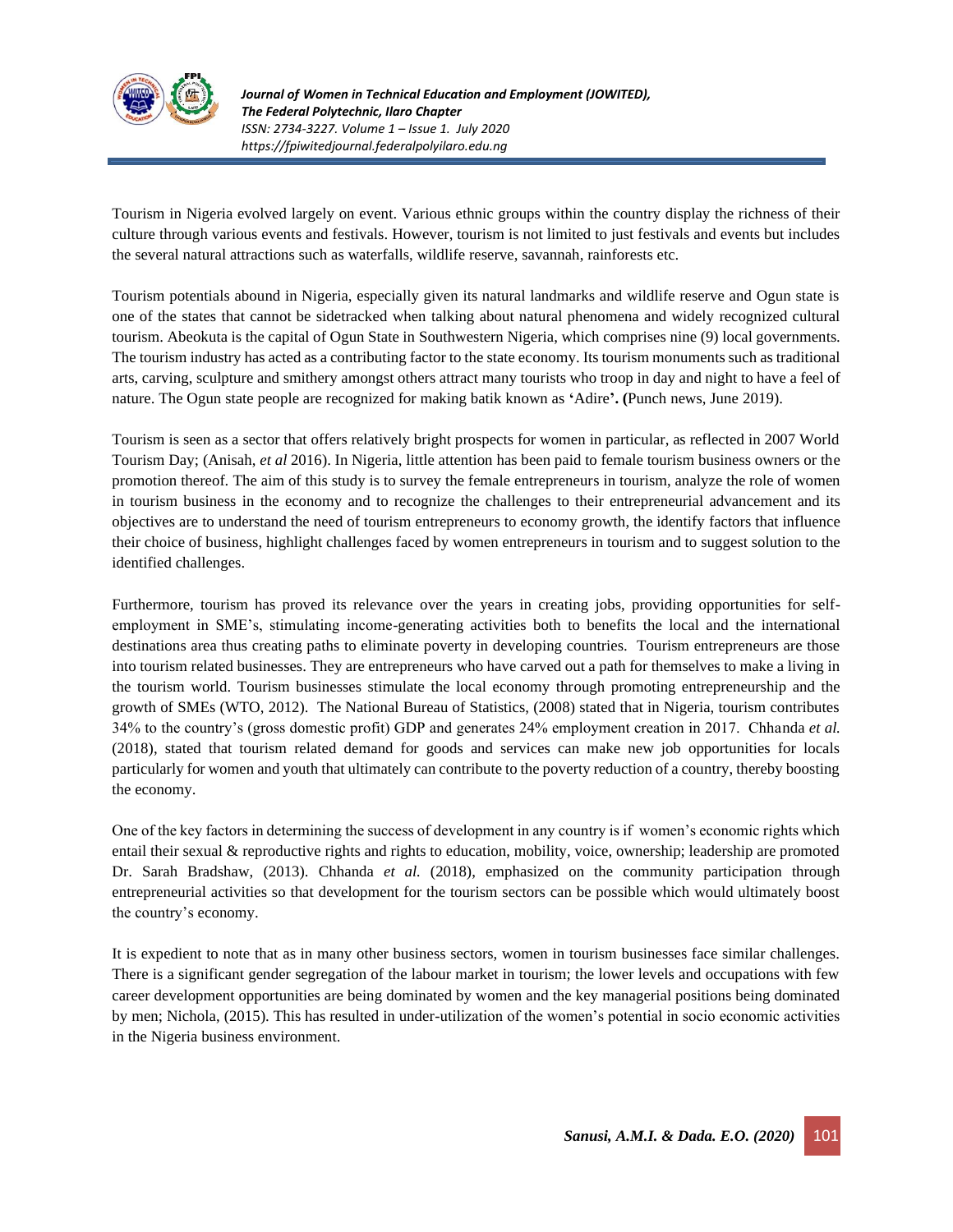Tourism in Nigeria evolved largely on event. Various ethnic groups within the country display the richness of their culture through various events and festivals. However, tourism is not limited to just festivals and events but includes the several natural attractions such as waterfalls, wildlife reserve, savannah, rainforests etc.

Tourism potentials abound in Nigeria, especially given its natural landmarks and wildlife reserve and Ogun state is one of the states that cannot be sidetracked when talking about natural phenomena and widely recognized cultural tourism. Abeokuta is the capital of Ogun State in Southwestern Nigeria, which comprises nine (9) local governments. The tourism industry has acted as a contributing factor to the state economy. Its tourism monuments such as traditional arts, carving, sculpture and smithery amongst others attract many tourists who troop in day and night to have a feel of nature. The Ogun state people are recognized for making batik known as **'**Adire**'. (**Punch news, June 2019).

Tourism is seen as a sector that offers relatively bright prospects for women in particular, as reflected in 2007 World Tourism Day; (Anisah, *et al* 2016). In Nigeria, little attention has been paid to female tourism business owners or the promotion thereof. The aim of this study is to survey the female entrepreneurs in tourism, analyze the role of women in tourism business in the economy and to recognize the challenges to their entrepreneurial advancement and its objectives are to understand the need of tourism entrepreneurs to economy growth, the identify factors that influence their choice of business, highlight challenges faced by women entrepreneurs in tourism and to suggest solution to the identified challenges.

Furthermore, tourism has proved its relevance over the years in creating jobs, providing opportunities for self-employment in SME's, stimulating income-generating activities both to benefits the local and the international destinations area thus creating paths to eliminate poverty in developing countries. Tourism entrepreneurs are those into tourism related businesses. They are entrepreneurs who have carved out a path for themselves to make a living in the tourism world. Tourism businesses stimulate the local economy through promoting entrepreneurship and the growth of SMEs (WTO, 2012). The National Bureau of Statistics, (2008) stated that in Nigeria, tourism contributes 34% to the country's (gross domestic profit) GDP and generates 24% employment creation in 2017. Chhanda *et al.* (2018), stated that tourism related demand for goods and services can make new job opportunities for locals particularly for women and youth that ultimately can contribute to the poverty reduction of a country, thereby boosting the economy.

One of the key factors in determining the success of development in any country is if women's economic rights which entail their sexual & reproductive rights and rights to education, mobility, voice, ownership; leadership are promoted Dr. Sarah Bradshaw, (2013). Chhanda *et al.* (2018), emphasized on the community participation through entrepreneurial activities so that development for the tourism sectors can be possible which would ultimately boost the country's economy.

It is expedient to note that as in many other business sectors, women in tourism businesses face similar challenges. There is a significant gender segregation of the labour market in tourism; the lower levels and occupations with few career development opportunities are being dominated by women and the key managerial positions being dominated by men; Nichola, (2015). This has resulted in under-utilization of the women's potential in socio economic activities in the Nigeria business environment.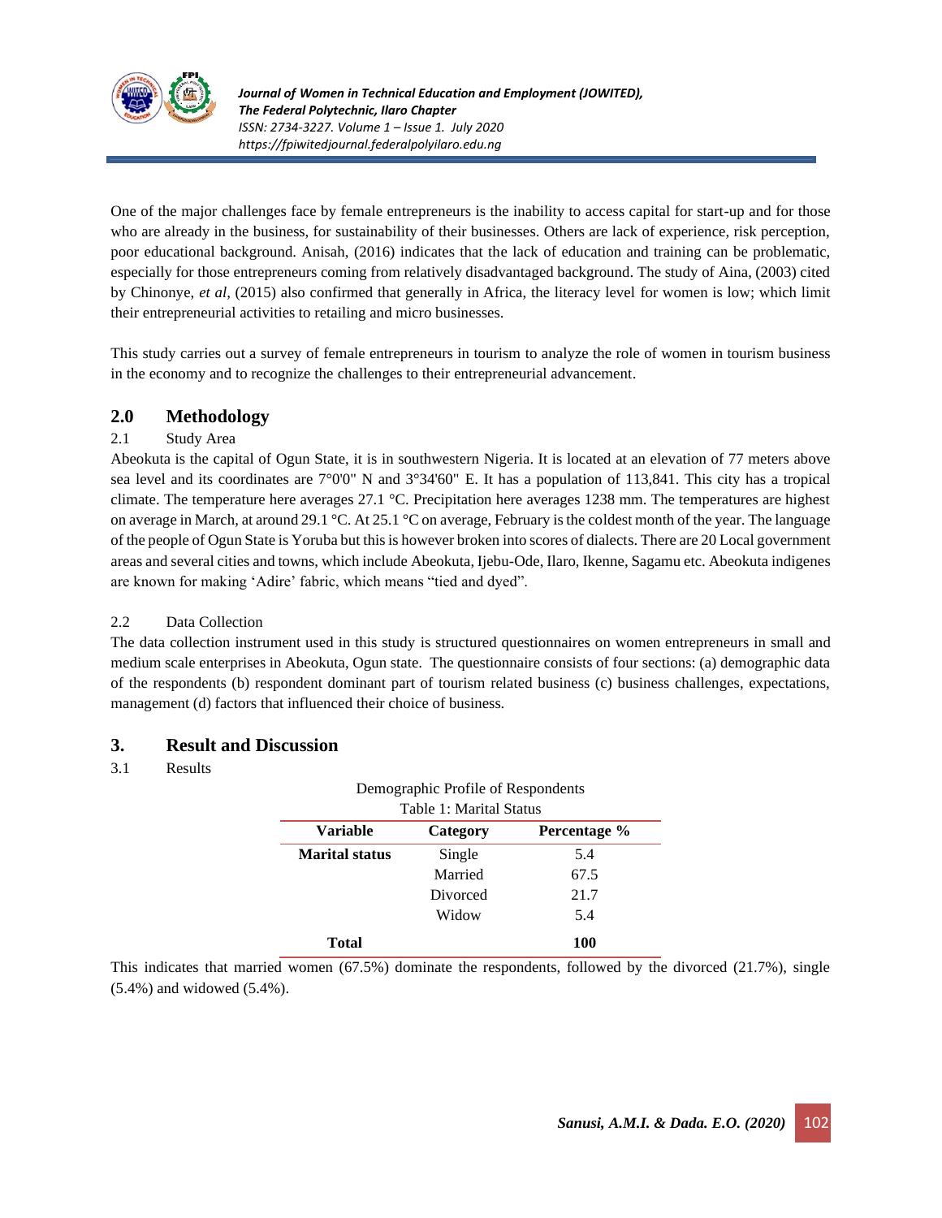One of the major challenges face by female entrepreneurs is the inability to access capital for start-up and for those who are already in the business, for sustainability of their businesses. Others are lack of experience, risk perception, poor educational background. Anisah, (2016) indicates that the lack of education and training can be problematic, especially for those entrepreneurs coming from relatively disadvantaged background. The study of Aina, (2003) cited by Chinonye, *et al*, (2015) also confirmed that generally in Africa, the literacy level for women is low; which limit their entrepreneurial activities to retailing and micro businesses.

This study carries out a survey of female entrepreneurs in tourism to analyze the role of women in tourism business in the economy and to recognize the challenges to their entrepreneurial advancement.

## 2.0 Methodology

### 2.1 Study Area

Abeokuta is the capital of Ogun State, it is in southwestern Nigeria. It is located at an elevation of 77 meters above sea level and its coordinates are 7°0'0" N and 3°34'60" E. It has a population of 113,841. This city has a tropical climate. The temperature here averages 27.1 °C. Precipitation here averages 1238 mm. The temperatures are highest on average in March, at around 29.1 °C. At 25.1 °C on average, February is the coldest month of the year. The language of the people of Ogun State is Yoruba but this is however broken into scores of dialects. There are 20 Local government areas and several cities and towns, which include Abeokuta, Ijebu-Ode, Ilaro, Ikenne, Sagamu etc. Abeokuta indigenes are known for making 'Adire' fabric, which means "tied and dyed".

### 2.2 Data Collection

The data collection instrument used in this study is structured questionnaires on women entrepreneurs in small and medium scale enterprises in Abeokuta, Ogun state. The questionnaire consists of four sections: (a) demographic data of the respondents (b) respondent dominant part of tourism related business (c) business challenges, expectations, management (d) factors that influenced their choice of business.

## 3. Result and Discussion

### 3.1 Results

Demographic Profile of Respondents

Table 1: Marital Status

| Variable | Category | Percentage % |
| --- | --- | --- |
| **Marital status** | Single | 5.4 |
| | Married | 67.5 |
| | Divorced | 21.7 |
| | Widow | 5.4 |
| **Total** | | **100** |

This indicates that married women (67.5%) dominate the respondents, followed by the divorced (21.7%), single (5.4%) and widowed (5.4%).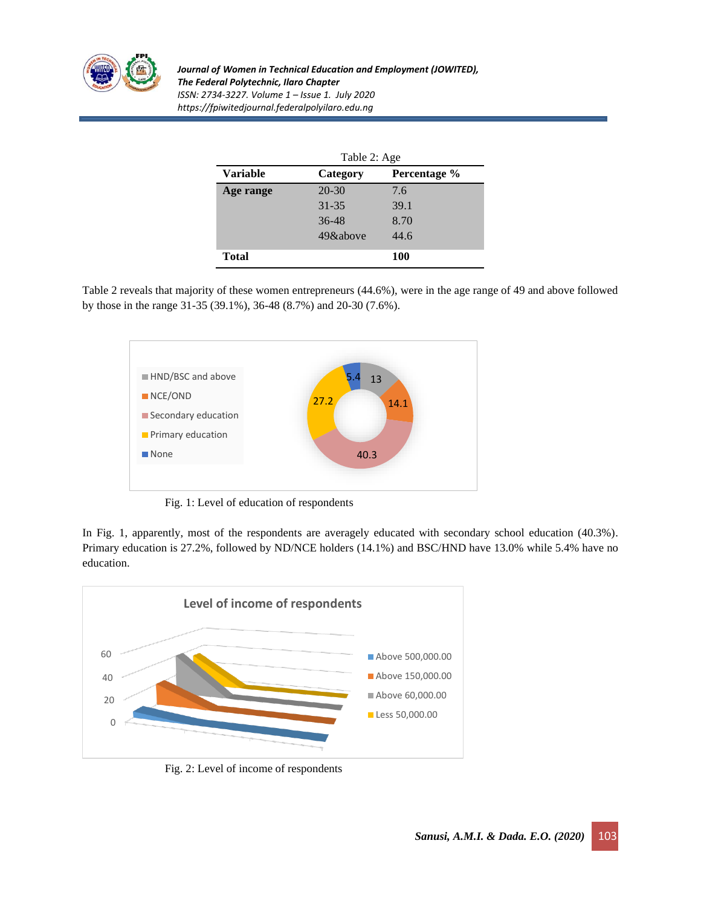Table 2: Age

| Variable | Category | Percentage % |
|---|---|---|
| **Age range** | 20-30 | 7.6 |
| | 31-35 | 39.1 |
| | 36-48 | 8.70 |
| | 49&above | 44.6 |
| **Total** | | **100** |

Table 2 reveals that majority of these women entrepreneurs (44.6%), were in the age range of 49 and above followed by those in the range 31-35 (39.1%), 36-48 (8.7%) and 20-30 (7.6%).

HND/BSC and above
NCE/OND
Secondary education
Primary education
None

5.4
13
14.1
40.3
27.2

Fig. 1: Level of education of respondents

In Fig. 1, apparently, most of the respondents are averagely educated with secondary school education (40.3%). Primary education is 27.2%, followed by ND/NCE holders (14.1%) and BSC/HND have 13.0% while 5.4% have no education.

Level of income of respondents

60
40
20
0

Above 500,000.00
Above 150,000.00
Above 60,000.00
Less 50,000.00

Fig. 2: Level of income of respondents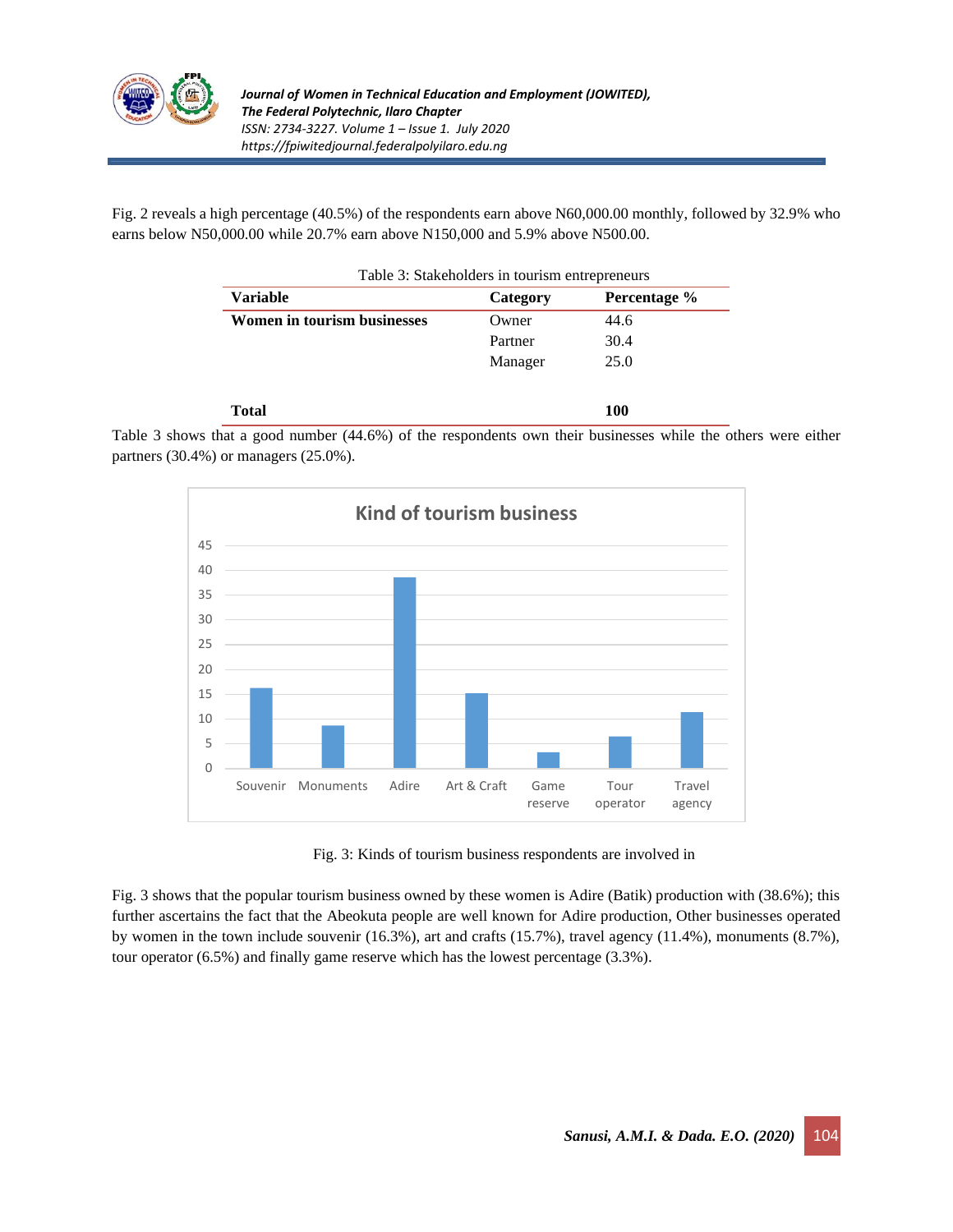Fig. 2 reveals a high percentage (40.5%) of the respondents earn above N60,000.00 monthly, followed by 32.9% who earns below N50,000.00 while 20.7% earn above N150,000 and 5.9% above N500.00.

Table 3: Stakeholders in tourism entrepreneurs

| Variable | Category | Percentage % |
|---|---|---|
| **Women in tourism businesses** | Owner | 44.6 |
| | Partner | 30.4 |
| | Manager | 25.0 |
| **Total** | | **100** |

Table 3 shows that a good number (44.6%) of the respondents own their businesses while the others were either partners (30.4%) or managers (25.0%).

Kind of tourism business

45
40
35
30
25
20
15
10
5
0

Souvenir
Monuments
Adire
Art & Craft
Game reserve
Tour operator
Travel agency

Fig. 3: Kinds of tourism business respondents are involved in

Fig. 3 shows that the popular tourism business owned by these women is Adire (Batik) production with (38.6%); this further ascertains the fact that the Abeokuta people are well known for Adire production, Other businesses operated by women in the town include souvenir (16.3%), art and crafts (15.7%), travel agency (11.4%), monuments (8.7%), tour operator (6.5%) and finally game reserve which has the lowest percentage (3.3%).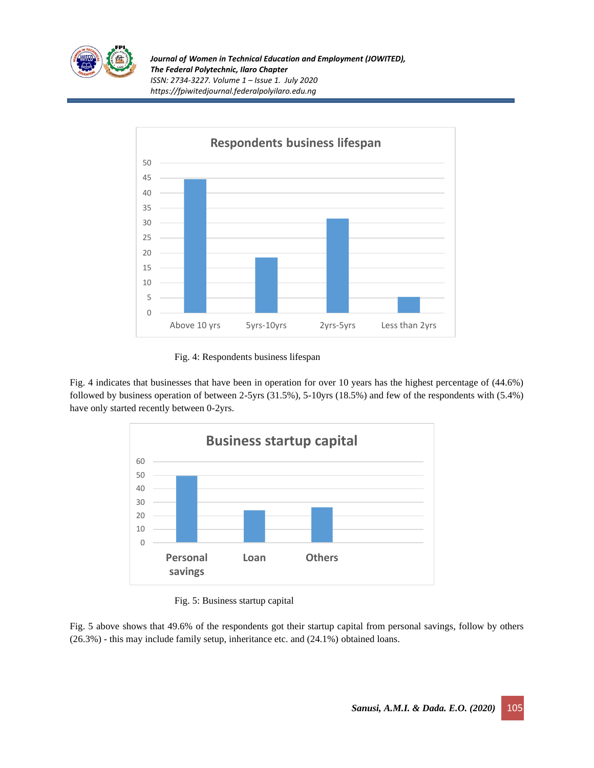Respondents business lifespan

50
45
40
35
30
25
20
15
10
5
0

Above 10 yrs
5yrs-10yrs
2yrs-5yrs
Less than 2yrs

Fig. 4: Respondents business lifespan

Fig. 4 indicates that businesses that have been in operation for over 10 years has the highest percentage of (44.6%) followed by business operation of between 2-5yrs (31.5%), 5-10yrs (18.5%) and few of the respondents with (5.4%) have only started recently between 0-2yrs.

Business startup capital

60
50
40
30
20
10
0

Personal savings
Loan
Others

Fig. 5: Business startup capital

Fig. 5 above shows that 49.6% of the respondents got their startup capital from personal savings, follow by others (26.3%) - this may include family setup, inheritance etc. and (24.1%) obtained loans.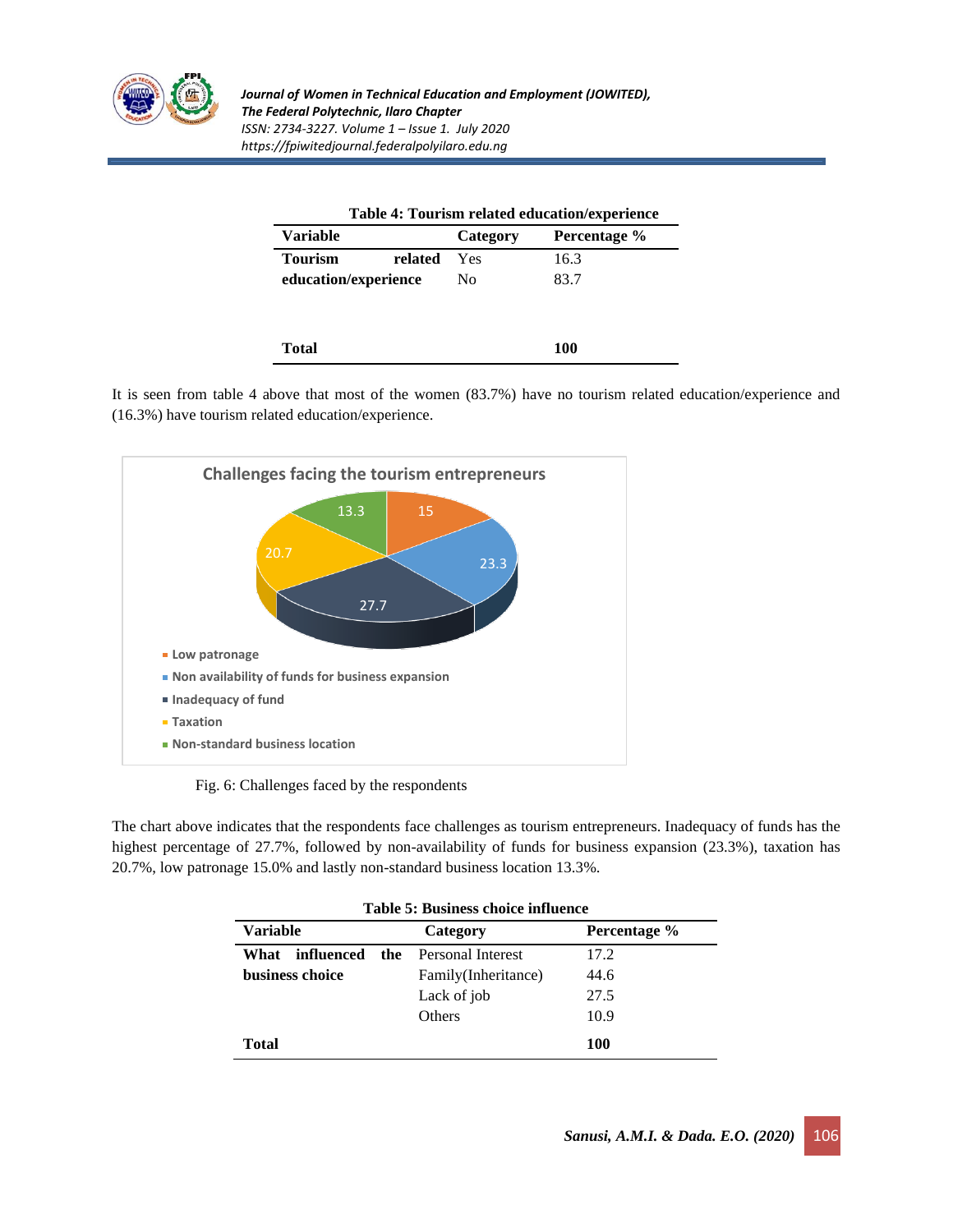**Table 4: Tourism related education/experience**

| Variable | Category | Percentage % |
|---|---|---|
| **Tourism related education/experience** | Yes | 16.3 |
| | No | 83.7 |
| **Total** | | **100** |

It is seen from table 4 above that most of the women (83.7%) have no tourism related education/experience and (16.3%) have tourism related education/experience.

Challenges facing the tourism entrepreneurs

15
23.3
27.7
20.7
13.3

Low patronage
Non availability of funds for business expansion
Inadequacy of fund
Taxation
Non-standard business location

Fig. 6: Challenges faced by the respondents

The chart above indicates that the respondents face challenges as tourism entrepreneurs. Inadequacy of funds has the highest percentage of 27.7%, followed by non-availability of funds for business expansion (23.3%), taxation has 20.7%, low patronage 15.0% and lastly non-standard business location 13.3%.

**Table 5: Business choice influence**

| Variable | Category | Percentage % |
|---|---|---|
| **What influenced the business choice** | Personal Interest | 17.2 |
| | Family(Inheritance) | 44.6 |
| | Lack of job | 27.5 |
| | Others | 10.9 |
| **Total** | | **100** |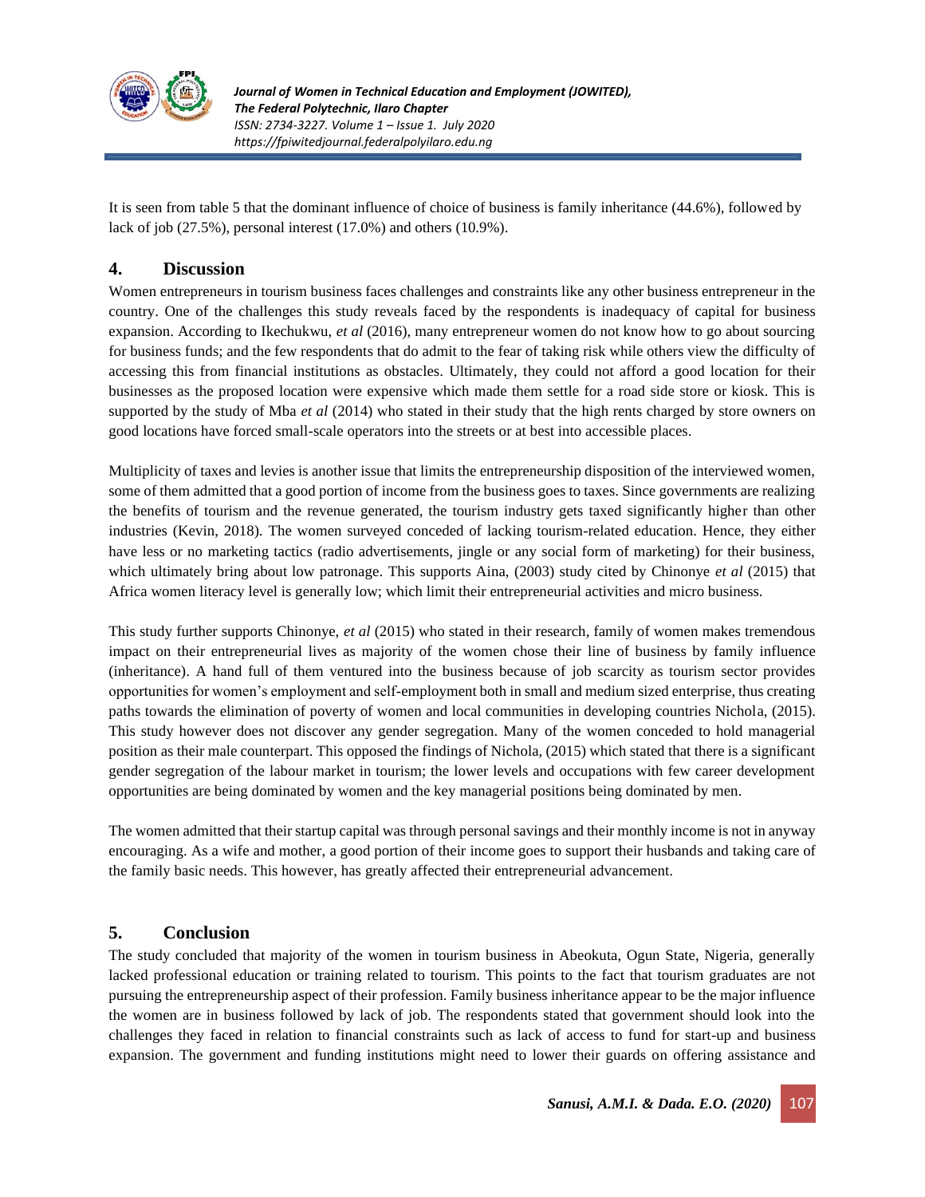It is seen from table 5 that the dominant influence of choice of business is family inheritance (44.6%), followed by lack of job (27.5%), personal interest (17.0%) and others (10.9%).

## 4. Discussion

Women entrepreneurs in tourism business faces challenges and constraints like any other business entrepreneur in the country. One of the challenges this study reveals faced by the respondents is inadequacy of capital for business expansion. According to Ikechukwu, *et al* (2016), many entrepreneur women do not know how to go about sourcing for business funds; and the few respondents that do admit to the fear of taking risk while others view the difficulty of accessing this from financial institutions as obstacles. Ultimately, they could not afford a good location for their businesses as the proposed location were expensive which made them settle for a road side store or kiosk. This is supported by the study of Mba *et al* (2014) who stated in their study that the high rents charged by store owners on good locations have forced small-scale operators into the streets or at best into accessible places.

Multiplicity of taxes and levies is another issue that limits the entrepreneurship disposition of the interviewed women, some of them admitted that a good portion of income from the business goes to taxes. Since governments are realizing the benefits of tourism and the revenue generated, the tourism industry gets taxed significantly higher than other industries (Kevin, 2018). The women surveyed conceded of lacking tourism-related education. Hence, they either have less or no marketing tactics (radio advertisements, jingle or any social form of marketing) for their business, which ultimately bring about low patronage. This supports Aina, (2003) study cited by Chinonye *et al* (2015) that Africa women literacy level is generally low; which limit their entrepreneurial activities and micro business.

This study further supports Chinonye, *et al* (2015) who stated in their research, family of women makes tremendous impact on their entrepreneurial lives as majority of the women chose their line of business by family influence (inheritance). A hand full of them ventured into the business because of job scarcity as tourism sector provides opportunities for women's employment and self-employment both in small and medium sized enterprise, thus creating paths towards the elimination of poverty of women and local communities in developing countries Nichola, (2015). This study however does not discover any gender segregation. Many of the women conceded to hold managerial position as their male counterpart. This opposed the findings of Nichola, (2015) which stated that there is a significant gender segregation of the labour market in tourism; the lower levels and occupations with few career development opportunities are being dominated by women and the key managerial positions being dominated by men.

The women admitted that their startup capital was through personal savings and their monthly income is not in anyway encouraging. As a wife and mother, a good portion of their income goes to support their husbands and taking care of the family basic needs. This however, has greatly affected their entrepreneurial advancement.

## 5. Conclusion

The study concluded that majority of the women in tourism business in Abeokuta, Ogun State, Nigeria, generally lacked professional education or training related to tourism. This points to the fact that tourism graduates are not pursuing the entrepreneurship aspect of their profession. Family business inheritance appear to be the major influence the women are in business followed by lack of job. The respondents stated that government should look into the challenges they faced in relation to financial constraints such as lack of access to fund for start-up and business expansion. The government and funding institutions might need to lower their guards on offering assistance and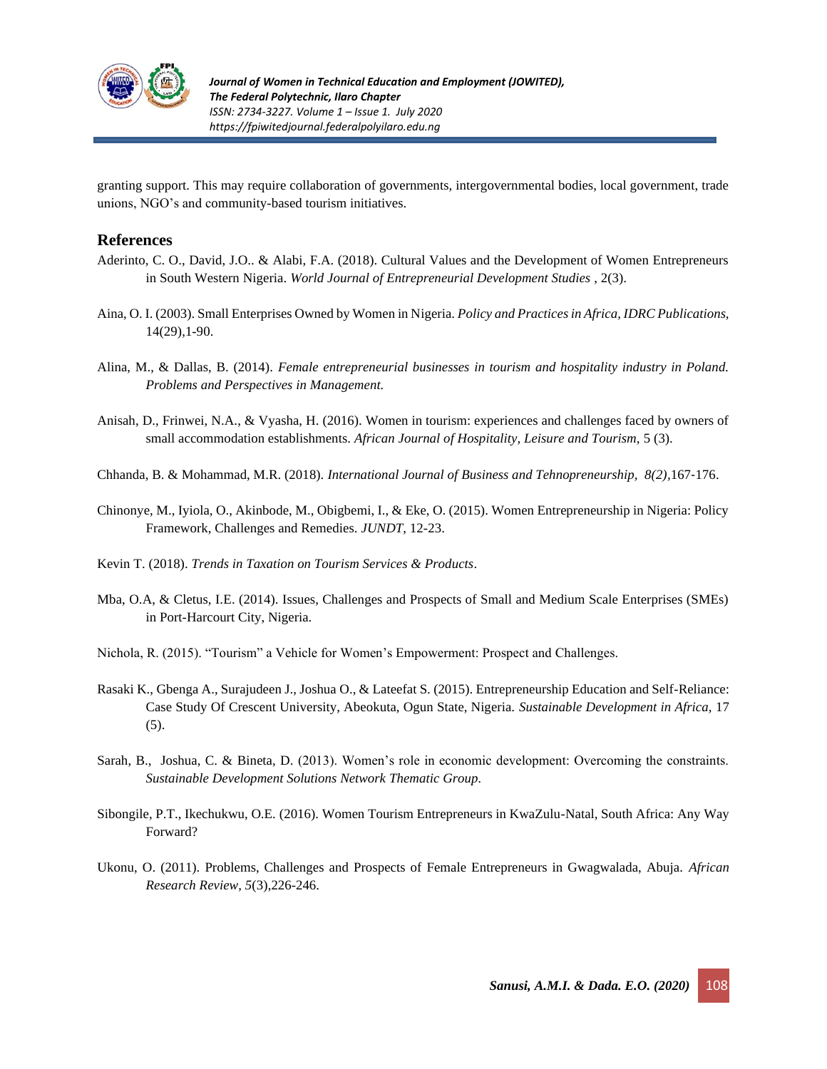granting support. This may require collaboration of governments, intergovernmental bodies, local government, trade unions, NGO's and community-based tourism initiatives.

## References

Aderinto, C. O., David, J.O.. & Alabi, F.A. (2018). Cultural Values and the Development of Women Entrepreneurs in South Western Nigeria. *World Journal of Entrepreneurial Development Studies* , 2(3).

Aina, O. I. (2003). Small Enterprises Owned by Women in Nigeria. *Policy and Practices in Africa, IDRC Publications,* 14(29),1-90.

Alina, M., & Dallas, B. (2014). *Female entrepreneurial businesses in tourism and hospitality industry in Poland. Problems and Perspectives in Management.*

Anisah, D., Frinwei, N.A., & Vyasha, H. (2016). Women in tourism: experiences and challenges faced by owners of small accommodation establishments. *African Journal of Hospitality, Leisure and Tourism,* 5 (3).

Chhanda, B. & Mohammad, M.R. (2018). *International Journal of Business and Tehnopreneurship, 8(2),*167-176.

Chinonye, M., Iyiola, O., Akinbode, M., Obigbemi, I., & Eke, O. (2015). Women Entrepreneurship in Nigeria: Policy Framework, Challenges and Remedies. *JUNDT*, 12-23.

Kevin T. (2018). *Trends in Taxation on Tourism Services & Products*.

Mba, O.A, & Cletus, I.E. (2014). Issues, Challenges and Prospects of Small and Medium Scale Enterprises (SMEs) in Port-Harcourt City, Nigeria.

Nichola, R. (2015). "Tourism" a Vehicle for Women's Empowerment: Prospect and Challenges.

Rasaki K., Gbenga A., Surajudeen J., Joshua O., & Lateefat S. (2015). Entrepreneurship Education and Self-Reliance: Case Study Of Crescent University, Abeokuta, Ogun State, Nigeria. *Sustainable Development in Africa,* 17 (5).

Sarah, B., Joshua, C. & Bineta, D. (2013). Women's role in economic development: Overcoming the constraints. *Sustainable Development Solutions Network Thematic Group.*

Sibongile, P.T., Ikechukwu, O.E. (2016). Women Tourism Entrepreneurs in KwaZulu-Natal, South Africa: Any Way Forward?

Ukonu, O. (2011). Problems, Challenges and Prospects of Female Entrepreneurs in Gwagwalada, Abuja. *African Research Review, 5*(3),226-246.